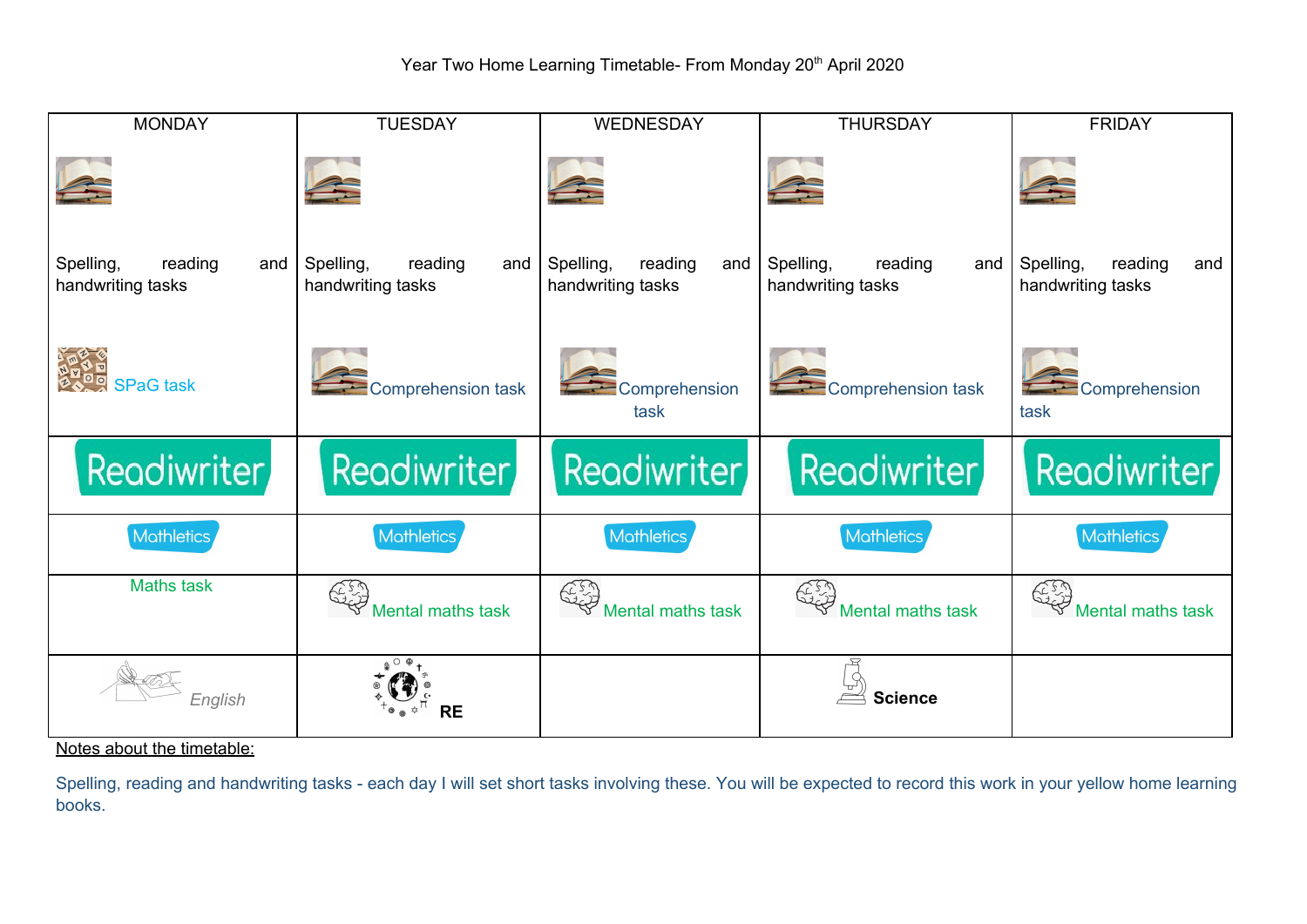Year Two Home Learning Timetable- From Monday 20th April 2020

| MONDAY | TUESDAY | WEDNESDAY | THURSDAY | FRIDAY |
|---|---|---|---|---|
| Spelling, reading and handwriting tasks<br>SPaG task | Spelling, reading and handwriting tasks<br>Comprehension task | Spelling, reading and handwriting tasks<br>Comprehension task | Spelling, reading and handwriting tasks<br>Comprehension task | Spelling, reading and handwriting tasks<br>Comprehension task |
| Readiwriter | Readiwriter | Readiwriter | Readiwriter | Readiwriter |
| Mathletics | Mathletics | Mathletics | Mathletics | Mathletics |
| Maths task | Mental maths task | Mental maths task | Mental maths task | Mental maths task |
| English | RE | | Science | |

Notes about the timetable:

Spelling, reading and handwriting tasks - each day I will set short tasks involving these. You will be expected to record this work in your yellow home learning books.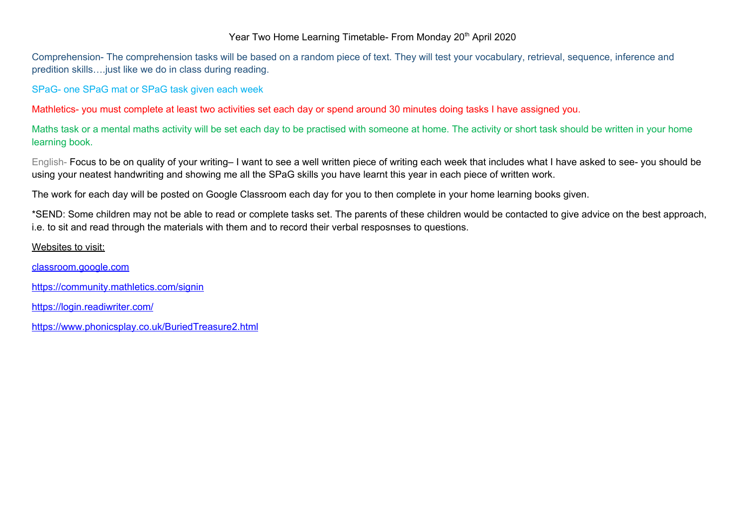Year Two Home Learning Timetable- From Monday 20th April 2020

Comprehension- The comprehension tasks will be based on a random piece of text. They will test your vocabulary, retrieval, sequence, inference and predition skills….just like we do in class during reading.

SPaG- one SPaG mat or SPaG task given each week

Mathletics- you must complete at least two activities set each day or spend around 30 minutes doing tasks I have assigned you.

Maths task or a mental maths activity will be set each day to be practised with someone at home. The activity or short task should be written in your home learning book.

English- Focus to be on quality of your writing– I want to see a well written piece of writing each week that includes what I have asked to see- you should be using your neatest handwriting and showing me all the SPaG skills you have learnt this year in each piece of written work.

The work for each day will be posted on Google Classroom each day for you to then complete in your home learning books given.

*SEND: Some children may not be able to read or complete tasks set. The parents of these children would be contacted to give advice on the best approach, i.e. to sit and read through the materials with them and to record their verbal resposnses to questions.

Websites to visit:

classroom.google.com

https://community.mathletics.com/signin

https://login.readiwriter.com/

https://www.phonicsplay.co.uk/BuriedTreasure2.html